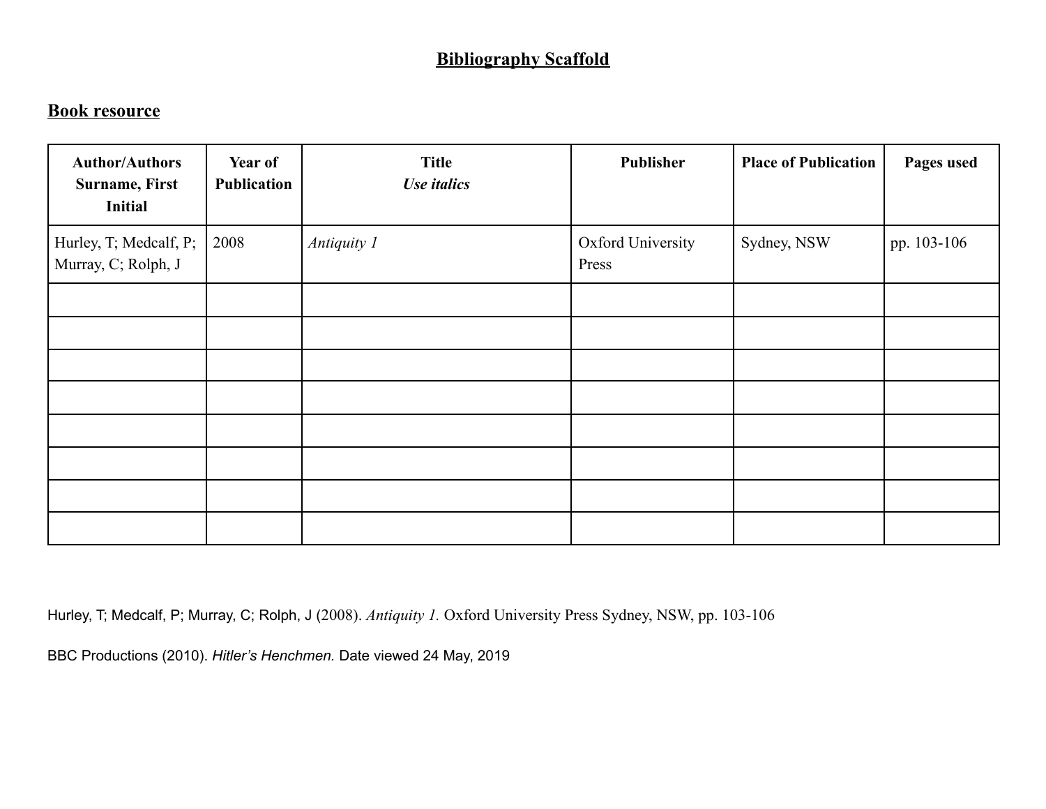# Bibliography Scaffold

## Book resource

| Author/Authors Surname, First Initial | Year of Publication | Title *Use italics* | Publisher | Place of Publication | Pages used |
|---|---|---|---|---|---|
| Hurley, T; Medcalf, P; Murray, C; Rolph, J | 2008 | *Antiquity 1* | Oxford University Press | Sydney, NSW | pp. 103-106 |
| | | | | | |
| | | | | | |
| | | | | | |
| | | | | | |
| | | | | | |
| | | | | | |
| | | | | | |
| | | | | | |

Hurley, T; Medcalf, P; Murray, C; Rolph, J (2008). *Antiquity 1.* Oxford University Press Sydney, NSW, pp. 103-106

BBC Productions (2010). *Hitler's Henchmen.* Date viewed 24 May, 2019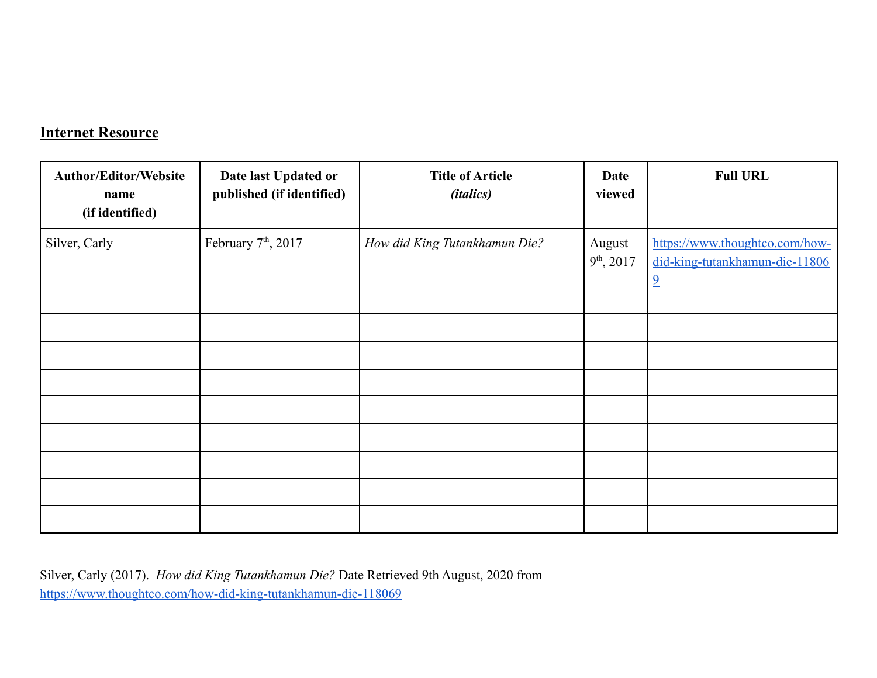**Internet Resource**

| Author/Editor/Website name (if identified) | Date last Updated or published (if identified) | Title of Article *(italics)* | Date viewed | Full URL |
|---|---|---|---|---|
| Silver, Carly | February 7th, 2017 | *How did King Tutankhamun Die?* | August 9th, 2017 | https://www.thoughtco.com/how-did-king-tutankhamun-die-118069 |
| | | | | |
| | | | | |
| | | | | |
| | | | | |
| | | | | |
| | | | | |
| | | | | |
| | | | | |

Silver, Carly (2017). *How did King Tutankhamun Die?* Date Retrieved 9th August, 2020 from https://www.thoughtco.com/how-did-king-tutankhamun-die-118069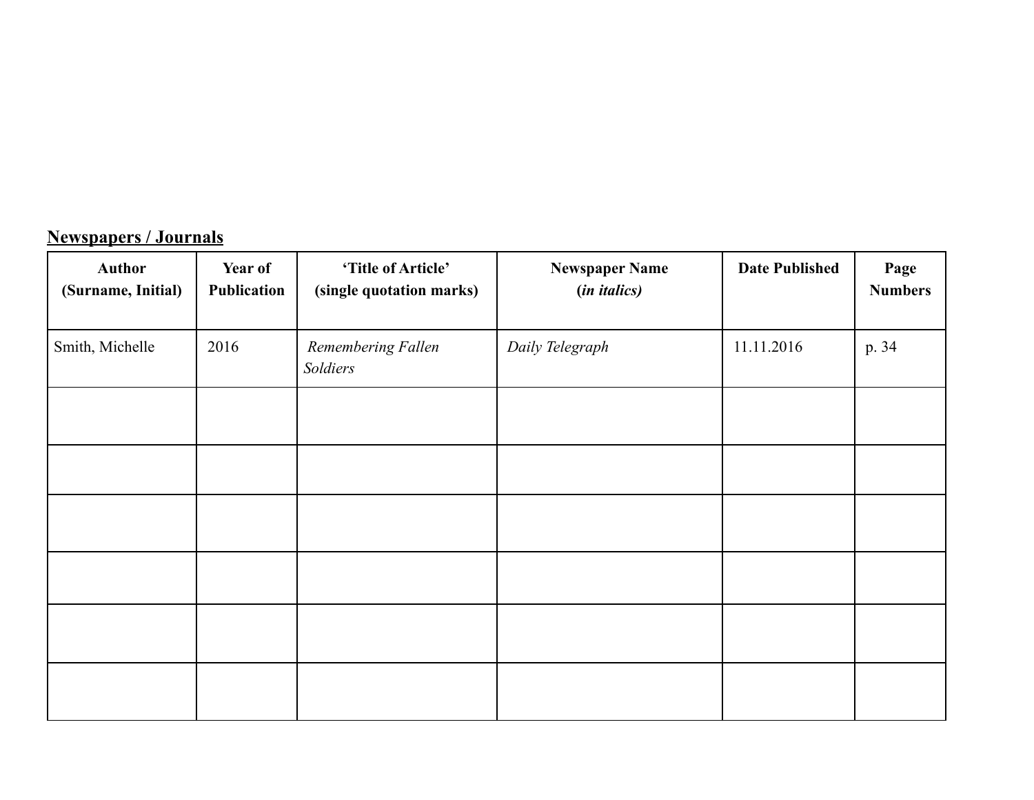**Newspapers / Journals**

| **Author (Surname, Initial)** | **Year of Publication** | **'Title of Article' (single quotation marks)** | **Newspaper Name (*in italics)*** | **Date Published** | **Page Numbers** |
|---|---|---|---|---|---|
| Smith, Michelle | 2016 | *Remembering Fallen Soldiers* | *Daily Telegraph* | 11.11.2016 | p. 34 |
| | | | | | |
| | | | | | |
| | | | | | |
| | | | | | |
| | | | | | |
| | | | | | |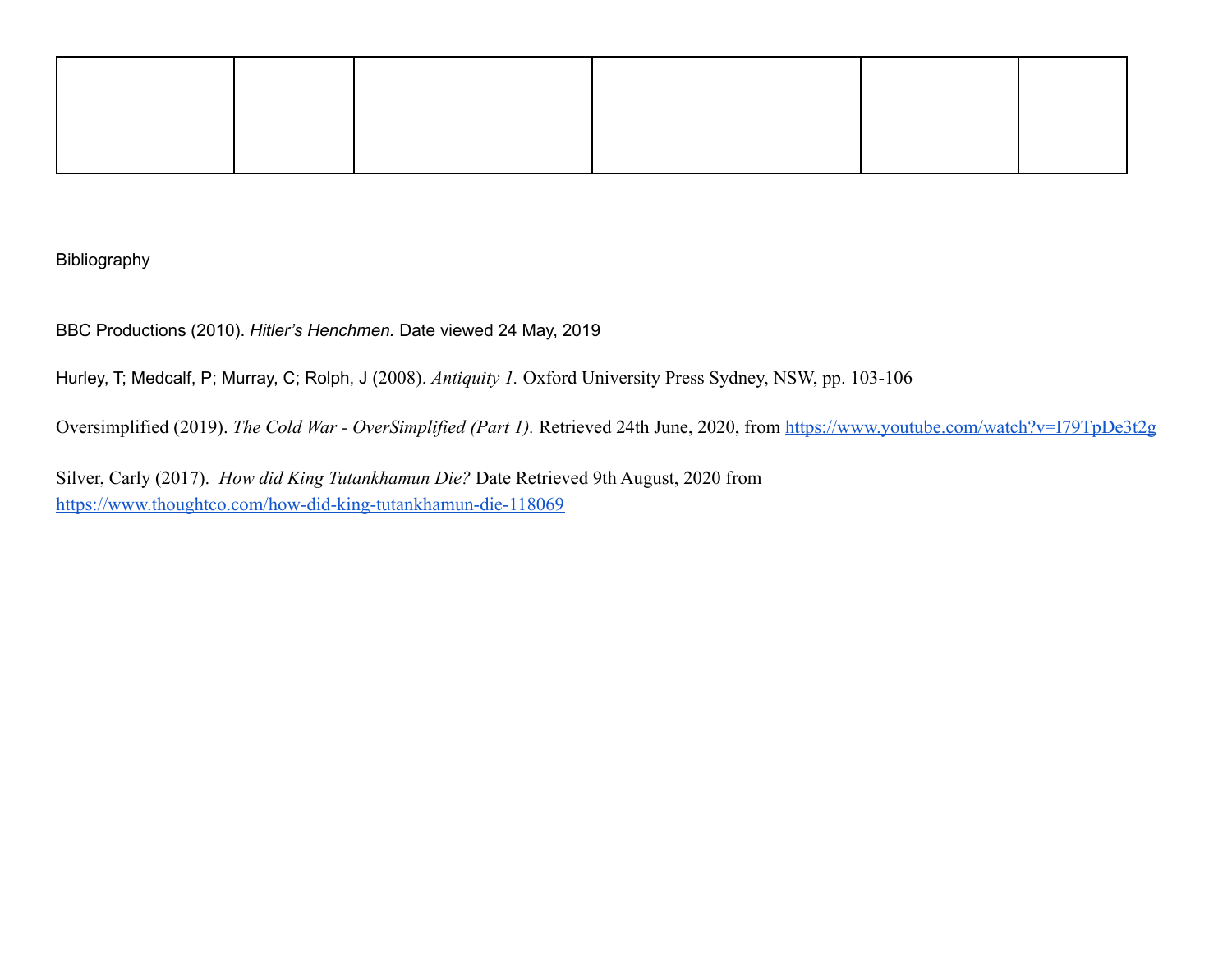| | | | | | |
|---|---|---|---|---|---|
| | | | | | |

Bibliography

BBC Productions (2010). *Hitler's Henchmen.* Date viewed 24 May, 2019

Hurley, T; Medcalf, P; Murray, C; Rolph, J (2008). *Antiquity 1.* Oxford University Press Sydney, NSW, pp. 103-106

Oversimplified (2019). *The Cold War - OverSimplified (Part 1).* Retrieved 24th June, 2020, from https://www.youtube.com/watch?v=I79TpDe3t2g

Silver, Carly (2017). *How did King Tutankhamun Die?* Date Retrieved 9th August, 2020 from https://www.thoughtco.com/how-did-king-tutankhamun-die-118069